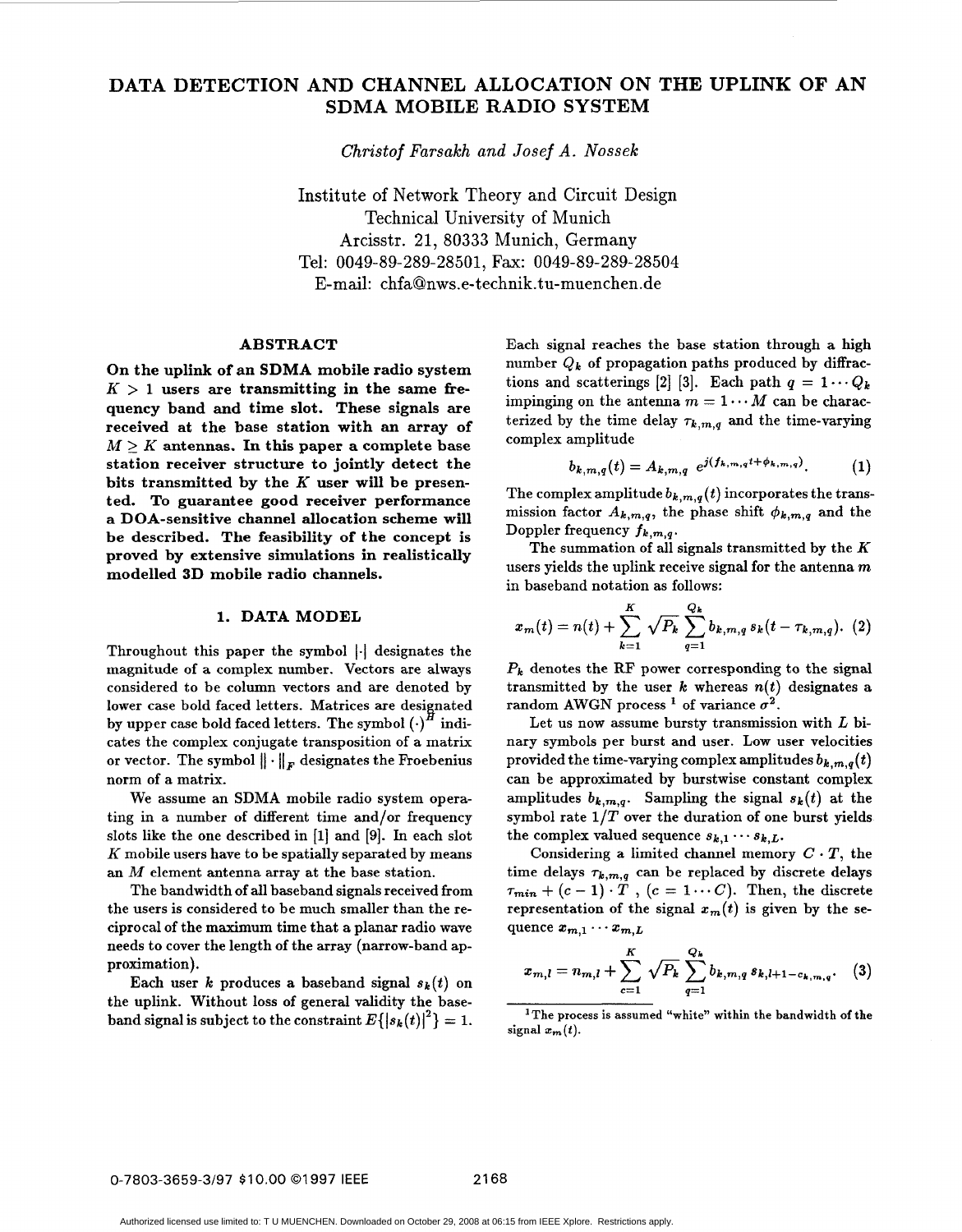# DATA DETECTION AND CHANNEL ALLOCATION ON THE UPLINK OF AN SDMA MOBILE RADIO SYSTEM

*Christof Farsakh and Josef A. Nossek*

Institute of Network Theory and Circuit Design
Technical University of Munich
Arcisstr. 21, 80333 Munich, Germany
Tel: 0049-89-289-28501, Fax: 0049-89-289-28504
E-mail: chfa@nws.e-technik.tu-muenchen.de

## ABSTRACT

**On the uplink of an SDMA mobile radio system $K > 1$ users are transmitting in the same frequency band and time slot. These signals are received at the base station with an array of $M \geq K$ antennas. In this paper a complete base station receiver structure to jointly detect the bits transmitted by the $K$ user will be presented. To guarantee good receiver performance a DOA-sensitive channel allocation scheme will be described. The feasibility of the concept is proved by extensive simulations in realistically modelled 3D mobile radio channels.**

## 1. DATA MODEL

Throughout this paper the symbol $|\cdot|$ designates the magnitude of a complex number. Vectors are always considered to be column vectors and are denoted by lower case bold faced letters. Matrices are designated by upper case bold faced letters. The symbol $(\cdot)^H$ indicates the complex conjugate transposition of a matrix or vector. The symbol $\|\cdot\|_F$ designates the Froebenius norm of a matrix.

We assume an SDMA mobile radio system operating in a number of different time and/or frequency slots like the one described in [1] and [9]. In each slot $K$ mobile users have to be spatially separated by means an $M$ element antenna array at the base station.

The bandwidth of all baseband signals received from the users is considered to be much smaller than the reciprocal of the maximum time that a planar radio wave needs to cover the length of the array (narrow-band approximation).

Each user $k$ produces a baseband signal $s_k(t)$ on the uplink. Without loss of general validity the baseband signal is subject to the constraint $E\{|s_k(t)|^2\} = 1$. Each signal reaches the base station through a high number $Q_k$ of propagation paths produced by diffractions and scatterings [2] [3]. Each path $q = 1 \cdots Q_k$ impinging on the antenna $m = 1 \cdots M$ can be characterized by the time delay $\tau_{k,m,q}$ and the time-varying complex amplitude

$$b_{k,m,q}(t) = A_{k,m,q}\; e^{j(f_{k,m,q}t + \phi_{k,m,q})}. \qquad (1)$$

The complex amplitude $b_{k,m,q}(t)$ incorporates the transmission factor $A_{k,m,q}$, the phase shift $\phi_{k,m,q}$ and the Doppler frequency $f_{k,m,q}$.

The summation of all signals transmitted by the $K$ users yields the uplink receive signal for the antenna $m$ in baseband notation as follows:

$$x_m(t) = n(t) + \sum_{k=1}^{K} \sqrt{P_k} \sum_{q=1}^{Q_k} b_{k,m,q}\, s_k(t - \tau_{k,m,q}). \quad (2)$$

$P_k$ denotes the RF power corresponding to the signal transmitted by the user $k$ whereas $n(t)$ designates a random AWGN process [1] of variance $\sigma^2$.

Let us now assume bursty transmission with $L$ binary symbols per burst and user. Low user velocities provided the time-varying complex amplitudes $b_{k,m,q}(t)$ can be approximated by burstwise constant complex amplitudes $b_{k,m,q}$. Sampling the signal $s_k(t)$ at the symbol rate $1/T$ over the duration of one burst yields the complex valued sequence $s_{k,1} \cdots s_{k,L}$.

Considering a limited channel memory $C \cdot T$, the time delays $\tau_{k,m,q}$ can be replaced by discrete delays $\tau_{min} + (c-1) \cdot T$ , $(c = 1 \cdots C)$. Then, the discrete representation of the signal $x_m(t)$ is given by the sequence $x_{m,1} \cdots x_{m,L}$

$$x_{m,l} = n_{m,l} + \sum_{c=1}^{K} \sqrt{P_k} \sum_{q=1}^{Q_k} b_{k,m,q}\, s_{k,l+1-c_{k,m,q}}. \quad (3)$$

[1] The process is assumed "white" within the bandwidth of the signal $x_m(t)$.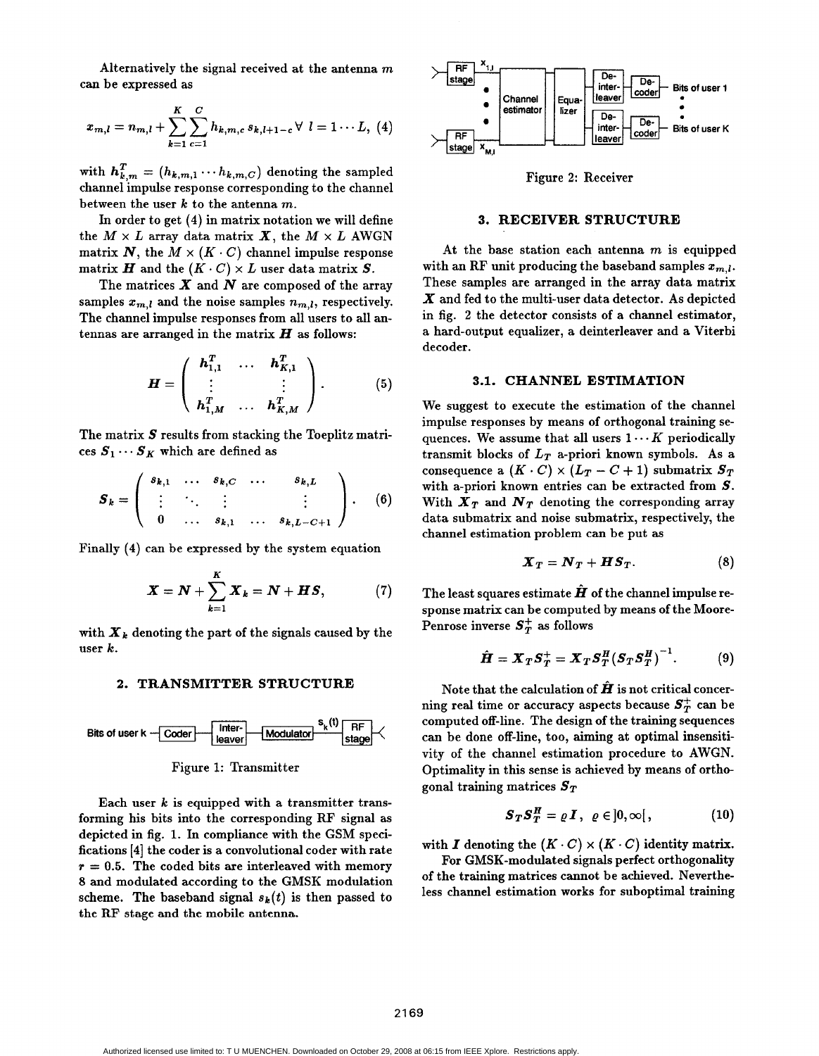Alternatively the signal received at the antenna $m$ can be expressed as

$$x_{m,l} = n_{m,l} + \sum_{k=1}^{K} \sum_{c=1}^{C} h_{k,m,c}\, s_{k,l+1-c} \;\forall\; l = 1 \cdots L, \quad (4)$$

with $\boldsymbol{h}_{k,m}^T = (h_{k,m,1} \cdots h_{k,m,C})$ denoting the sampled channel impulse response corresponding to the channel between the user $k$ to the antenna $m$.

In order to get (4) in matrix notation we will define the $M \times L$ array data matrix $\boldsymbol{X}$, the $M \times L$ AWGN matrix $\boldsymbol{N}$, the $M \times (K \cdot C)$ channel impulse response matrix $\boldsymbol{H}$ and the $(K \cdot C) \times L$ user data matrix $\boldsymbol{S}$.

The matrices $\boldsymbol{X}$ and $\boldsymbol{N}$ are composed of the array samples $x_{m,l}$ and the noise samples $n_{m,l}$, respectively. The channel impulse responses from all users to all antennas are arranged in the matrix $\boldsymbol{H}$ as follows:

$$\boldsymbol{H} = \begin{pmatrix} \boldsymbol{h}_{1,1}^T & \cdots & \boldsymbol{h}_{K,1}^T \\ \vdots & & \vdots \\ \boldsymbol{h}_{1,M}^T & \cdots & \boldsymbol{h}_{K,M}^T \end{pmatrix}. \quad (5)$$

The matrix $\boldsymbol{S}$ results from stacking the Toeplitz matrices $\boldsymbol{S}_1 \cdots \boldsymbol{S}_K$ which are defined as

$$\boldsymbol{S}_k = \begin{pmatrix} s_{k,1} & \cdots & s_{k,C} & \cdots & s_{k,L} \\ \vdots & \ddots & \vdots & & \vdots \\ 0 & \cdots & s_{k,1} & \cdots & s_{k,L-C+1} \end{pmatrix}. \quad (6)$$

Finally (4) can be expressed by the system equation

$$\boldsymbol{X} = \boldsymbol{N} + \sum_{k=1}^{K} \boldsymbol{X}_k = \boldsymbol{N} + \boldsymbol{H}\boldsymbol{S}, \quad (7)$$

with $\boldsymbol{X}_k$ denoting the part of the signals caused by the user $k$.

## 2. TRANSMITTER STRUCTURE

Bits of user k → Coder → Inter-leaver → Modulator → $s_k(t)$ → RF stage

Figure 1: Transmitter

Each user $k$ is equipped with a transmitter transforming his bits into the corresponding RF signal as depicted in fig. 1. In compliance with the GSM specifications [4] the coder is a convolutional coder with rate $r = 0.5$. The coded bits are interleaved with memory 8 and modulated according to the GMSK modulation scheme. The baseband signal $s_k(t)$ is then passed to the RF stage and the mobile antenna.

RF stage ($x_{1,l}$) … RF stage ($x_{M,l}$) → Channel estimator → Equalizer → De-interleaver → De-coder → Bits of user 1 … Bits of user K

Figure 2: Receiver

## 3. RECEIVER STRUCTURE

At the base station each antenna $m$ is equipped with an RF unit producing the baseband samples $x_{m,l}$. These samples are arranged in the array data matrix $\boldsymbol{X}$ and fed to the multi-user data detector. As depicted in fig. 2 the detector consists of a channel estimator, a hard-output equalizer, a deinterleaver and a Viterbi decoder.

### 3.1. CHANNEL ESTIMATION

We suggest to execute the estimation of the channel impulse responses by means of orthogonal training sequences. We assume that all users $1 \cdots K$ periodically transmit blocks of $L_T$ a-priori known symbols. As a consequence a $(K \cdot C) \times (L_T - C + 1)$ submatrix $\boldsymbol{S}_T$ with a-priori known entries can be extracted from $\boldsymbol{S}$. With $\boldsymbol{X}_T$ and $\boldsymbol{N}_T$ denoting the corresponding array data submatrix and noise submatrix, respectively, the channel estimation problem can be put as

$$\boldsymbol{X}_T = \boldsymbol{N}_T + \boldsymbol{H}\boldsymbol{S}_T. \quad (8)$$

The least squares estimate $\hat{\boldsymbol{H}}$ of the channel impulse response matrix can be computed by means of the Moore-Penrose inverse $\boldsymbol{S}_T^+$ as follows

$$\hat{\boldsymbol{H}} = \boldsymbol{X}_T \boldsymbol{S}_T^+ = \boldsymbol{X}_T \boldsymbol{S}_T^H \left(\boldsymbol{S}_T \boldsymbol{S}_T^H\right)^{-1}. \quad (9)$$

Note that the calculation of $\hat{\boldsymbol{H}}$ is not critical concerning real time or accuracy aspects because $\boldsymbol{S}_T^+$ can be computed off-line. The design of the training sequences can be done off-line, too, aiming at optimal insensitivity of the channel estimation procedure to AWGN. Optimality in this sense is achieved by means of orthogonal training matrices $\boldsymbol{S}_T$

$$\boldsymbol{S}_T \boldsymbol{S}_T^H = \varrho \boldsymbol{I}, \;\; \varrho \in ]0, \infty[, \quad (10)$$

with $\boldsymbol{I}$ denoting the $(K \cdot C) \times (K \cdot C)$ identity matrix.

For GMSK-modulated signals perfect orthogonality of the training matrices cannot be achieved. Nevertheless channel estimation works for suboptimal training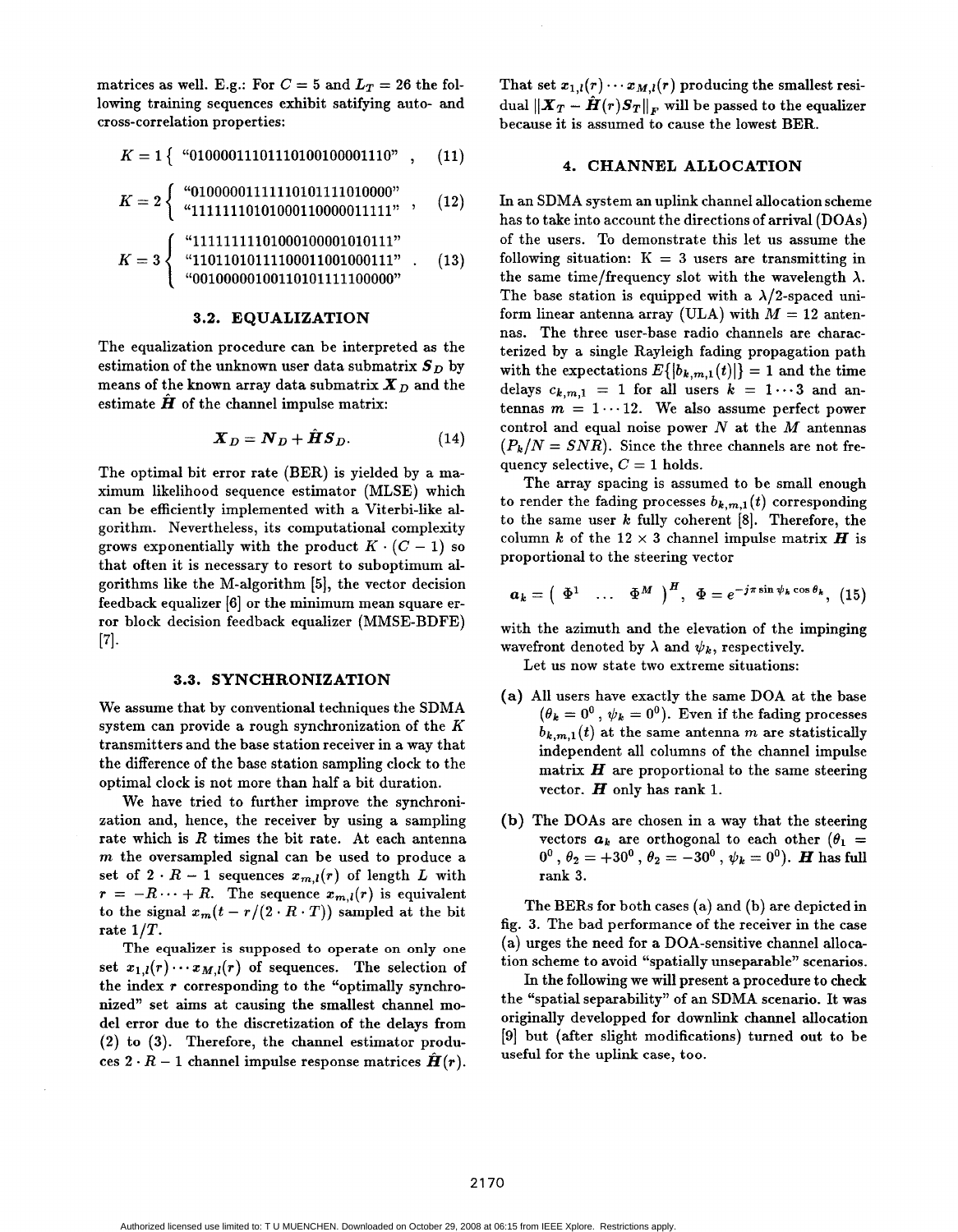matrices as well. E.g.: For $C = 5$ and $L_T = 26$ the following training sequences exhibit satisfying auto- and cross-correlation properties:

$$K = 1 \{ \text{ "01000011101110100100001110" }, \quad (11)$$

$$K = 2 \left\{ \begin{array}{l} \text{"01000001111110101111010000"} \\ \text{"11111110101000110000011111"} \end{array} \right., \quad (12)$$

$$K = 3 \left\{ \begin{array}{l} \text{"11111111101000100001010111"} \\ \text{"11011010111100011001000111"} \\ \text{"00100000100110101111100000"} \end{array} \right.. \quad (13)$$

### 3.2. EQUALIZATION

The equalization procedure can be interpreted as the estimation of the unknown user data submatrix $\boldsymbol{S}_D$ by means of the known array data submatrix $\boldsymbol{X}_D$ and the estimate $\hat{\boldsymbol{H}}$ of the channel impulse matrix:

$$\boldsymbol{X}_D = \boldsymbol{N}_D + \hat{\boldsymbol{H}} \boldsymbol{S}_D. \quad (14)$$

The optimal bit error rate (BER) is yielded by a maximum likelihood sequence estimator (MLSE) which can be efficiently implemented with a Viterbi-like algorithm. Nevertheless, its computational complexity grows exponentially with the product $K \cdot (C - 1)$ so that often it is necessary to resort to suboptimum algorithms like the M-algorithm [5], the vector decision feedback equalizer [6] or the minimum mean square error block decision feedback equalizer (MMSE-BDFE) [7].

### 3.3. SYNCHRONIZATION

We assume that by conventional techniques the SDMA system can provide a rough synchronization of the $K$ transmitters and the base station receiver in a way that the difference of the base station sampling clock to the optimal clock is not more than half a bit duration.

We have tried to further improve the synchronization and, hence, the receiver by using a sampling rate which is $R$ times the bit rate. At each antenna $m$ the oversampled signal can be used to produce a set of $2 \cdot R - 1$ sequences $x_{m,l}(r)$ of length $L$ with $r = -R \cdots + R$. The sequence $x_{m,l}(r)$ is equivalent to the signal $x_m(t - r/(2 \cdot R \cdot T))$ sampled at the bit rate $1/T$.

The equalizer is supposed to operate on only one set $x_{1,l}(r) \cdots x_{M,l}(r)$ of sequences. The selection of the index $r$ corresponding to the "optimally synchronized" set aims at causing the smallest channel model error due to the discretization of the delays from (2) to (3). Therefore, the channel estimator produces $2 \cdot R - 1$ channel impulse response matrices $\hat{\boldsymbol{H}}(r)$. That set $x_{1,l}(r) \cdots x_{M,l}(r)$ producing the smallest residual $\|\boldsymbol{X}_T - \hat{\boldsymbol{H}}(r) \boldsymbol{S}_T\|_F$ will be passed to the equalizer because it is assumed to cause the lowest BER.

## 4. CHANNEL ALLOCATION

In an SDMA system an uplink channel allocation scheme has to take into account the directions of arrival (DOAs) of the users. To demonstrate this let us assume the following situation: K = 3 users are transmitting in the same time/frequency slot with the wavelength $\lambda$. The base station is equipped with a $\lambda/2$-spaced uniform linear antenna array (ULA) with $M = 12$ antennas. The three user-base radio channels are characterized by a single Rayleigh fading propagation path with the expectations $E\{|b_{k,m,1}(t)|\} = 1$ and the time delays $c_{k,m,1} = 1$ for all users $k = 1 \cdots 3$ and antennas $m = 1 \cdots 12$. We also assume perfect power control and equal noise power $N$ at the $M$ antennas ($P_k/N = SNR$). Since the three channels are not frequency selective, $C = 1$ holds.

The array spacing is assumed to be small enough to render the fading processes $b_{k,m,1}(t)$ corresponding to the same user $k$ fully coherent [8]. Therefore, the column $k$ of the $12 \times 3$ channel impulse matrix $\boldsymbol{H}$ is proportional to the steering vector

$$\boldsymbol{a}_k = \left( \begin{array}{ccc} \Phi^1 & \ldots & \Phi^M \end{array} \right)^H, \;\; \Phi = e^{-j\pi \sin \psi_k \cos \theta_k}, \quad (15)$$

with the azimuth and the elevation of the impinging wavefront denoted by $\lambda$ and $\psi_k$, respectively.

Let us now state two extreme situations:

**(a)** All users have exactly the same DOA at the base ($\theta_k = 0^0$, $\psi_k = 0^0$). Even if the fading processes $b_{k,m,1}(t)$ at the same antenna $m$ are statistically independent all columns of the channel impulse matrix $\boldsymbol{H}$ are proportional to the same steering vector. $\boldsymbol{H}$ only has rank 1.

**(b)** The DOAs are chosen in a way that the steering vectors $\boldsymbol{a}_k$ are orthogonal to each other ($\theta_1 = 0^0$, $\theta_2 = +30^0$, $\theta_2 = -30^0$, $\psi_k = 0^0$). $\boldsymbol{H}$ has full rank 3.

The BERs for both cases (a) and (b) are depicted in fig. 3. The bad performance of the receiver in the case (a) urges the need for a DOA-sensitive channel allocation scheme to avoid "spatially unseparable" scenarios.

In the following we will present a procedure to check the "spatial separability" of an SDMA scenario. It was originally developped for downlink channel allocation [9] but (after slight modifications) turned out to be useful for the uplink case, too.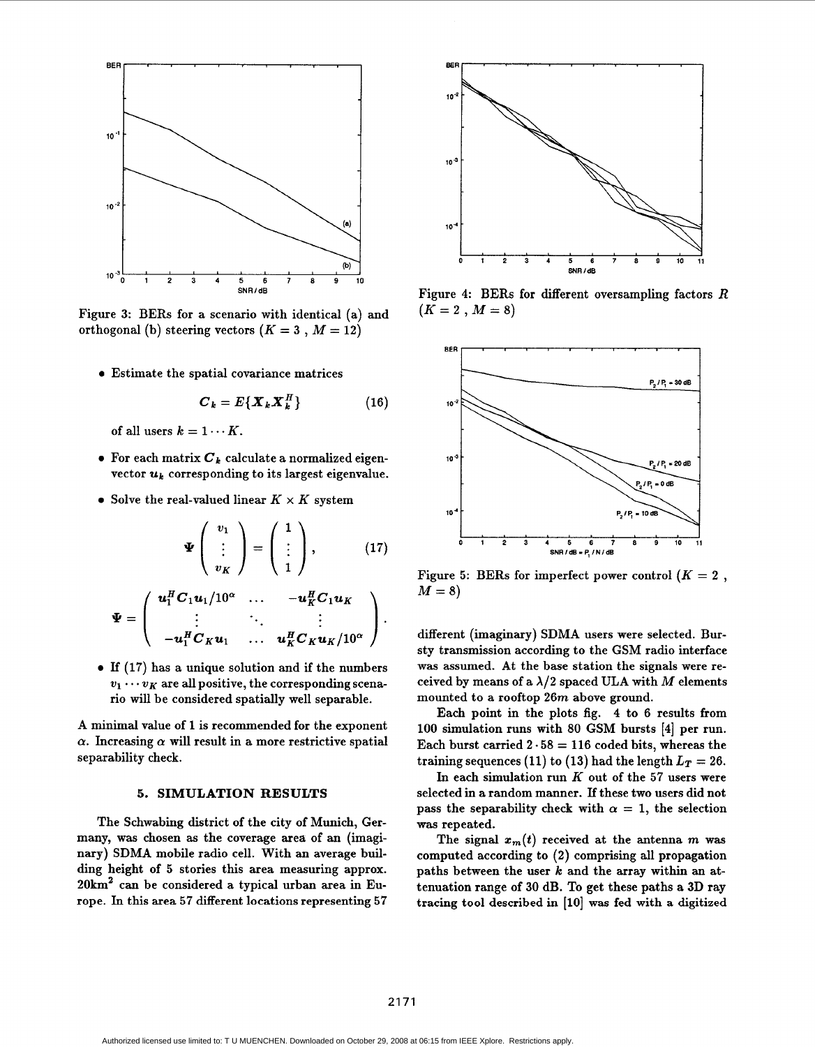Figure 3: BERs for a scenario with identical (a) and orthogonal (b) steering vectors ($K = 3$ , $M = 12$)

- Estimate the spatial covariance matrices

$$C_k = E\{X_k X_k^H\} \tag{16}$$

of all users $k = 1 \cdots K$.

- For each matrix $C_k$ calculate a normalized eigenvector $u_k$ corresponding to its largest eigenvalue.
- Solve the real-valued linear $K \times K$ system

$$\Psi \begin{pmatrix} v_1 \\ \vdots \\ v_K \end{pmatrix} = \begin{pmatrix} 1 \\ \vdots \\ 1 \end{pmatrix}, \tag{17}$$

$$\Psi = \begin{pmatrix} u_1^H C_1 u_1 / 10^\alpha & \ldots & -u_K^H C_1 u_K \\ \vdots & \ddots & \vdots \\ -u_1^H C_K u_1 & \ldots & u_K^H C_K u_K / 10^\alpha \end{pmatrix}.$$

- If (17) has a unique solution and if the numbers $v_1 \cdots v_K$ are all positive, the corresponding scenario will be considered spatially well separable.

A minimal value of 1 is recommended for the exponent $\alpha$. Increasing $\alpha$ will result in a more restrictive spatial separability check.

## 5. SIMULATION RESULTS

The Schwabing district of the city of Munich, Germany, was chosen as the coverage area of an (imaginary) SDMA mobile radio cell. With an average building height of 5 stories this area measuring approx. 20km$^2$ can be considered a typical urban area in Europe. In this area 57 different locations representing 57 different (imaginary) SDMA users were selected. Bursty transmission according to the GSM radio interface was assumed. At the base station the signals were received by means of a $\lambda/2$ spaced ULA with $M$ elements mounted to a rooftop $26m$ above ground.

Each point in the plots fig. 4 to 6 results from 100 simulation runs with 80 GSM bursts [4] per run. Each burst carried $2 \cdot 58 = 116$ coded bits, whereas the training sequences (11) to (13) had the length $L_T = 26$.

In each simulation run $K$ out of the 57 users were selected in a random manner. If these two users did not pass the separability check with $\alpha = 1$, the selection was repeated.

The signal $x_m(t)$ received at the antenna $m$ was computed according to (2) comprising all propagation paths between the user $k$ and the array within an attenuation range of 30 dB. To get these paths a 3D ray tracing tool described in [10] was fed with a digitized

Figure 4: BERs for different oversampling factors $R$ ($K = 2$ , $M = 8$)

Figure 5: BERs for imperfect power control ($K = 2$ , $M = 8$)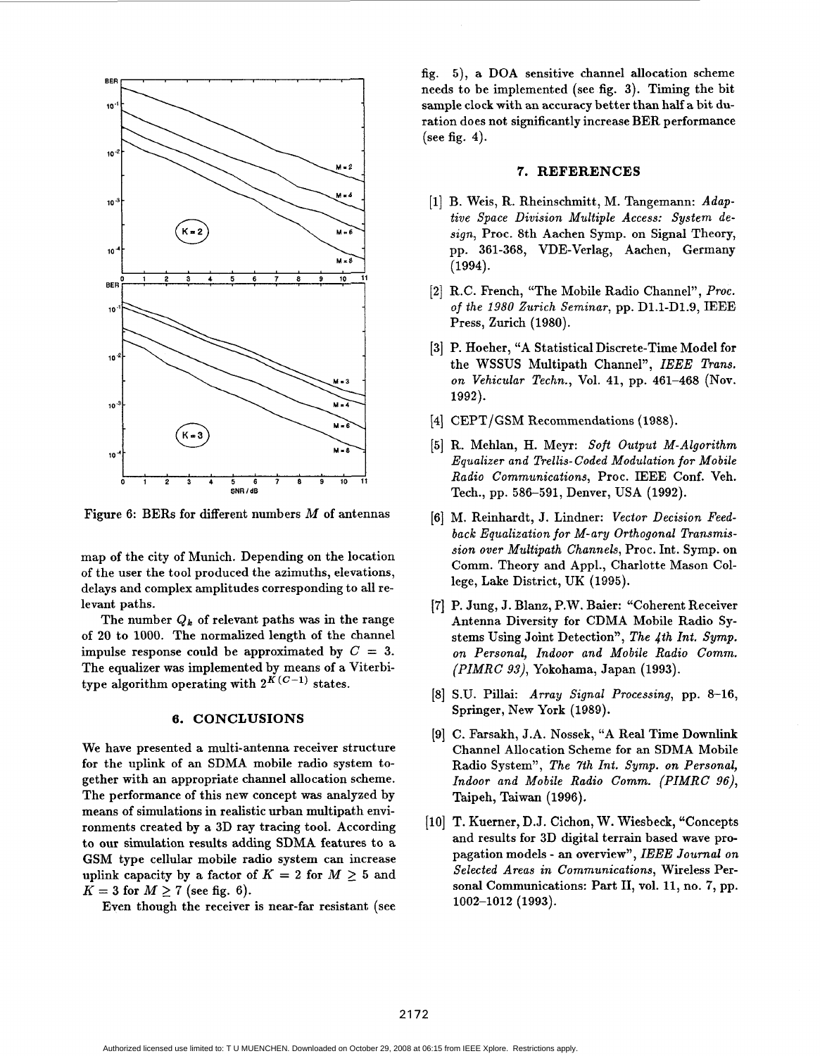BER

$10^{-1}$

$10^{-2}$

$10^{-3}$

$10^{-4}$

M = 2

M = 4

M = 6

M = 8

K = 2

0 1 2 3 4 5 6 7 8 9 10 11

BER

$10^{-1}$

$10^{-2}$

$10^{-3}$

$10^{-4}$

M = 3

M = 4

M = 6

M = 8

K = 3

0 1 2 3 4 5 6 7 8 9 10 11

SNR / dB

Figure 6: BERs for different numbers $M$ of antennas

map of the city of Munich. Depending on the location of the user the tool produced the azimuths, elevations, delays and complex amplitudes corresponding to all relevant paths.

The number $Q_k$ of relevant paths was in the range of 20 to 1000. The normalized length of the channel impulse response could be approximated by $C = 3$. The equalizer was implemented by means of a Viterbi-type algorithm operating with $2^{K(C-1)}$ states.

## 6. CONCLUSIONS

We have presented a multi-antenna receiver structure for the uplink of an SDMA mobile radio system together with an appropriate channel allocation scheme. The performance of this new concept was analyzed by means of simulations in realistic urban multipath environments created by a 3D ray tracing tool. According to our simulation results adding SDMA features to a GSM type cellular mobile radio system can increase uplink capacity by a factor of $K = 2$ for $M \geq 5$ and $K = 3$ for $M \geq 7$ (see fig. 6).

Even though the receiver is near-far resistant (see fig. 5), a DOA sensitive channel allocation scheme needs to be implemented (see fig. 3). Timing the bit sample clock with an accuracy better than half a bit duration does not significantly increase BER performance (see fig. 4).

## 7. REFERENCES

[1] B. Weis, R. Rheinschmitt, M. Tangemann: *Adaptive Space Division Multiple Access: System design*, Proc. 8th Aachen Symp. on Signal Theory, pp. 361-368, VDE-Verlag, Aachen, Germany (1994).

[2] R.C. French, "The Mobile Radio Channel", *Proc. of the 1980 Zurich Seminar*, pp. D1.1-D1.9, IEEE Press, Zurich (1980).

[3] P. Hoeher, "A Statistical Discrete-Time Model for the WSSUS Multipath Channel", *IEEE Trans. on Vehicular Techn.*, Vol. 41, pp. 461–468 (Nov. 1992).

[4] CEPT/GSM Recommendations (1988).

[5] R. Mehlan, H. Meyr: *Soft Output M-Algorithm Equalizer and Trellis-Coded Modulation for Mobile Radio Communications*, Proc. IEEE Conf. Veh. Tech., pp. 586–591, Denver, USA (1992).

[6] M. Reinhardt, J. Lindner: *Vector Decision Feedback Equalization for M-ary Orthogonal Transmission over Multipath Channels*, Proc. Int. Symp. on Comm. Theory and Appl., Charlotte Mason College, Lake District, UK (1995).

[7] P. Jung, J. Blanz, P.W. Baier: "Coherent Receiver Antenna Diversity for CDMA Mobile Radio Systems Using Joint Detection", *The 4th Int. Symp. on Personal, Indoor and Mobile Radio Comm. (PIMRC 93)*, Yokohama, Japan (1993).

[8] S.U. Pillai: *Array Signal Processing*, pp. 8–16, Springer, New York (1989).

[9] C. Farsakh, J.A. Nossek, "A Real Time Downlink Channel Allocation Scheme for an SDMA Mobile Radio System", *The 7th Int. Symp. on Personal, Indoor and Mobile Radio Comm. (PIMRC 96)*, Taipeh, Taiwan (1996).

[10] T. Kuerner, D.J. Cichon, W. Wiesbeck, "Concepts and results for 3D digital terrain based wave propagation models - an overview", *IEEE Journal on Selected Areas in Communications*, Wireless Personal Communications: Part II, vol. 11, no. 7, pp. 1002–1012 (1993).